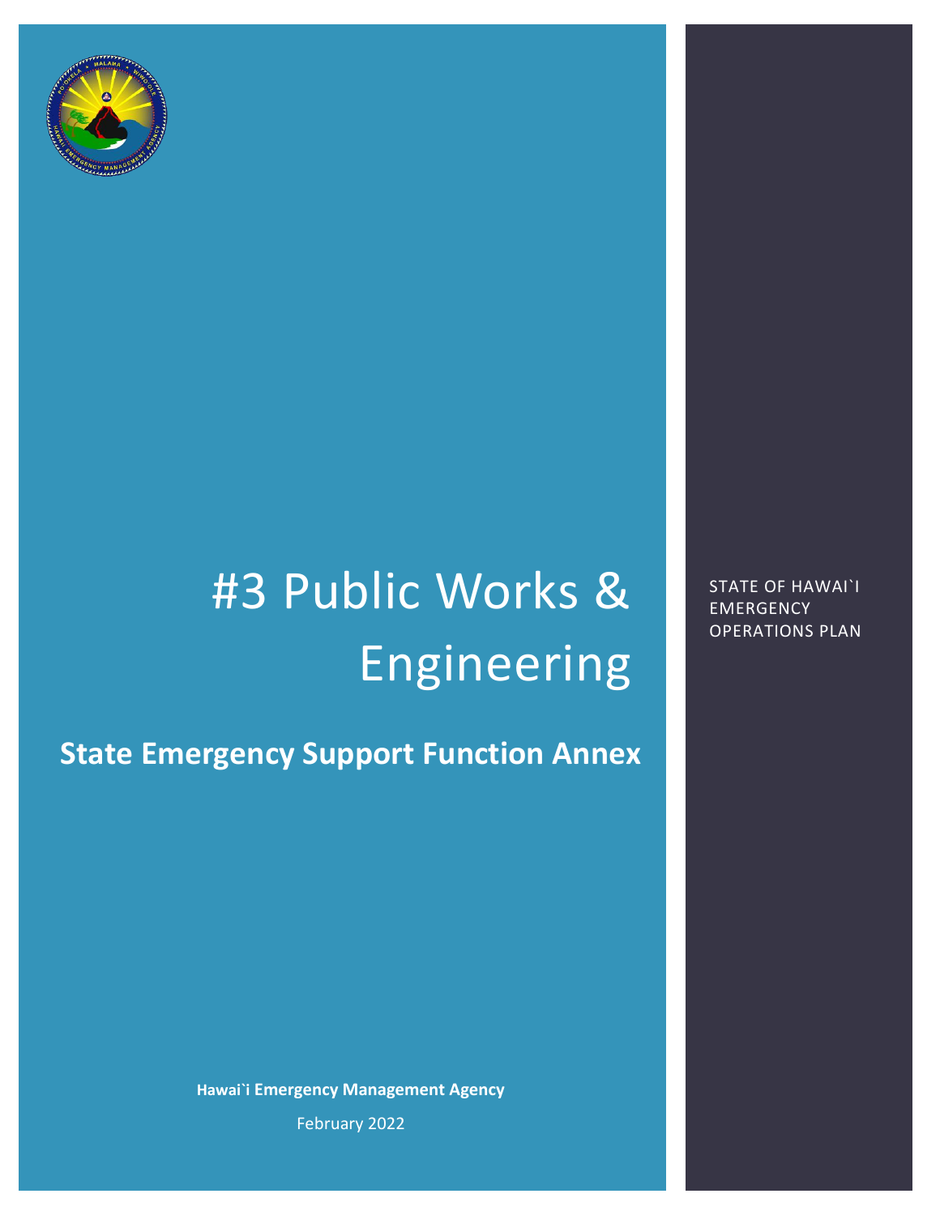# #3 Public Works & Engineering

## State Emergency Support Function Annex

STATE OF HAWAI`I EMERGENCY OPERATIONS PLAN

**Hawai`i Emergency Management Agency**

February 2022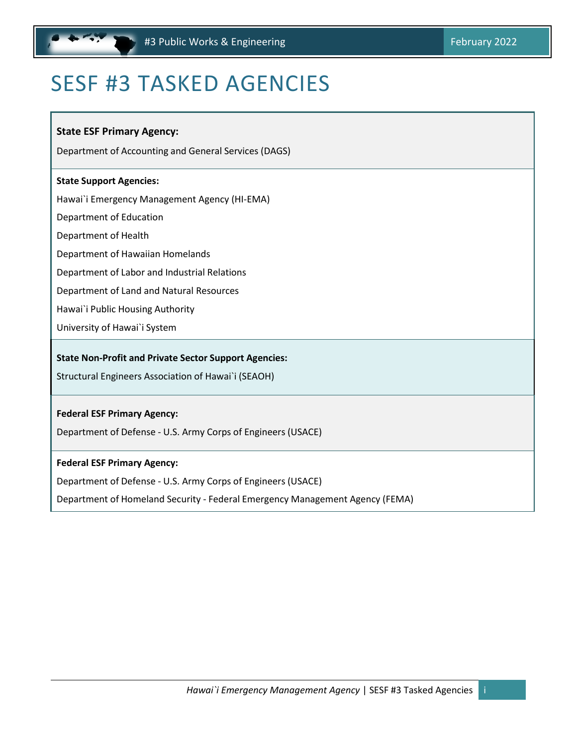# SESF #3 TASKED AGENCIES

**State ESF Primary Agency:**

Department of Accounting and General Services (DAGS)

**State Support Agencies:**

Hawai`i Emergency Management Agency (HI-EMA)

Department of Education

Department of Health

Department of Hawaiian Homelands

Department of Labor and Industrial Relations

Department of Land and Natural Resources

Hawai`i Public Housing Authority

University of Hawai`i System

**State Non-Profit and Private Sector Support Agencies:**

Structural Engineers Association of Hawai`i (SEAOH)

**Federal ESF Primary Agency:**

Department of Defense - U.S. Army Corps of Engineers (USACE)

**Federal ESF Primary Agency:**

Department of Defense - U.S. Army Corps of Engineers (USACE)

Department of Homeland Security - Federal Emergency Management Agency (FEMA)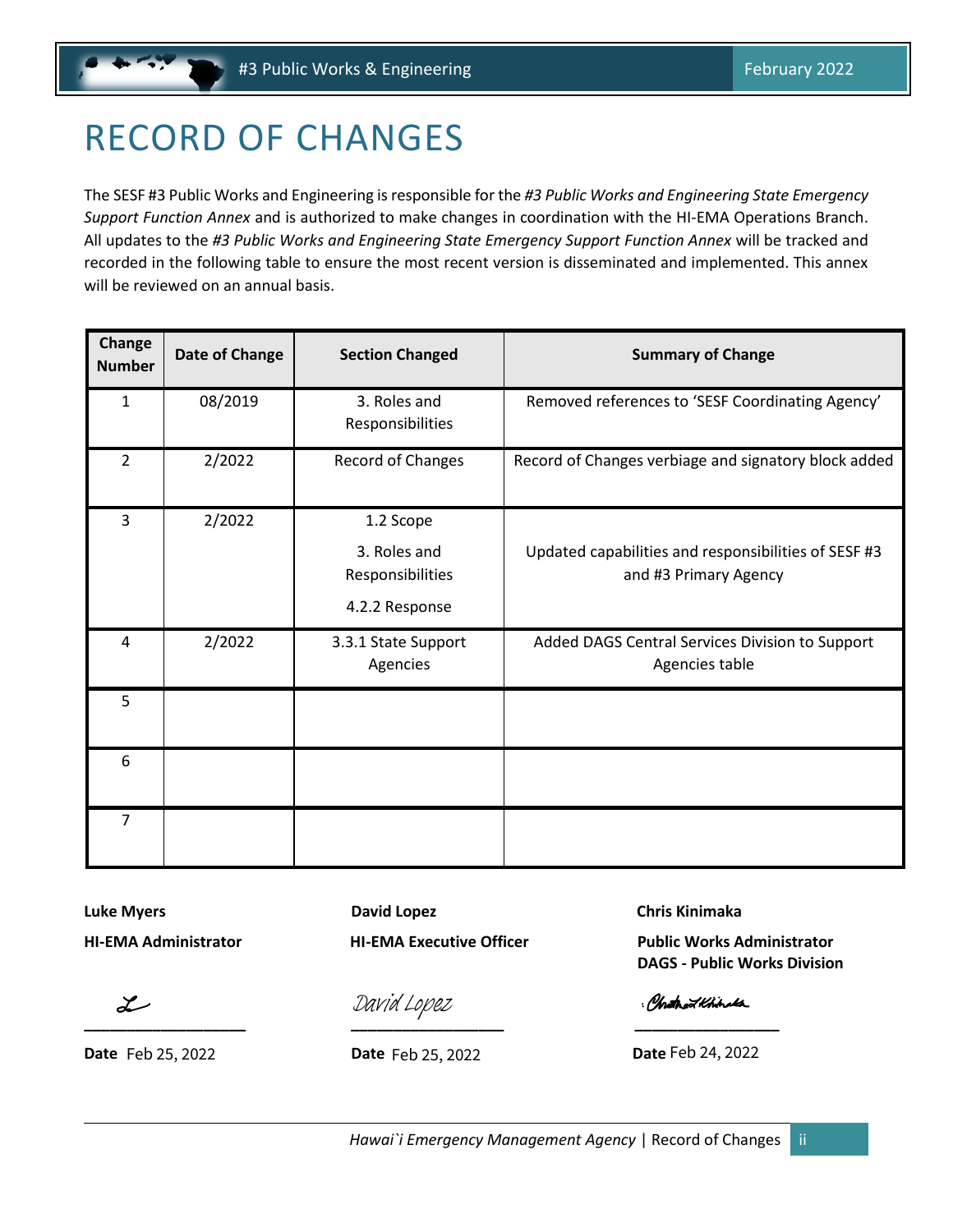# RECORD OF CHANGES

The SESF #3 Public Works and Engineering is responsible for the *#3 Public Works and Engineering State Emergency Support Function Annex* and is authorized to make changes in coordination with the HI-EMA Operations Branch. All updates to the *#3 Public Works and Engineering State Emergency Support Function Annex* will be tracked and recorded in the following table to ensure the most recent version is disseminated and implemented. This annex will be reviewed on an annual basis.

| Change Number | Date of Change | Section Changed | Summary of Change |
|---|---|---|---|
| 1 | 08/2019 | 3. Roles and Responsibilities | Removed references to 'SESF Coordinating Agency' |
| 2 | 2/2022 | Record of Changes | Record of Changes verbiage and signatory block added |
| 3 | 2/2022 | 1.2 Scope<br>3. Roles and Responsibilities<br>4.2.2 Response | Updated capabilities and responsibilities of SESF #3 and #3 Primary Agency |
| 4 | 2/2022 | 3.3.1 State Support Agencies | Added DAGS Central Services Division to Support Agencies table |
| 5 | | | |
| 6 | | | |
| 7 | | | |

**Luke Myers**
**HI-EMA Administrator**

______________________

**Date** Feb 25, 2022

**David Lopez**
**HI-EMA Executive Officer**

David Lopez
______________________

**Date** Feb 25, 2022

**Chris Kinimaka**
**Public Works Administrator**
**DAGS - Public Works Division**

______________________

**Date** Feb 24, 2022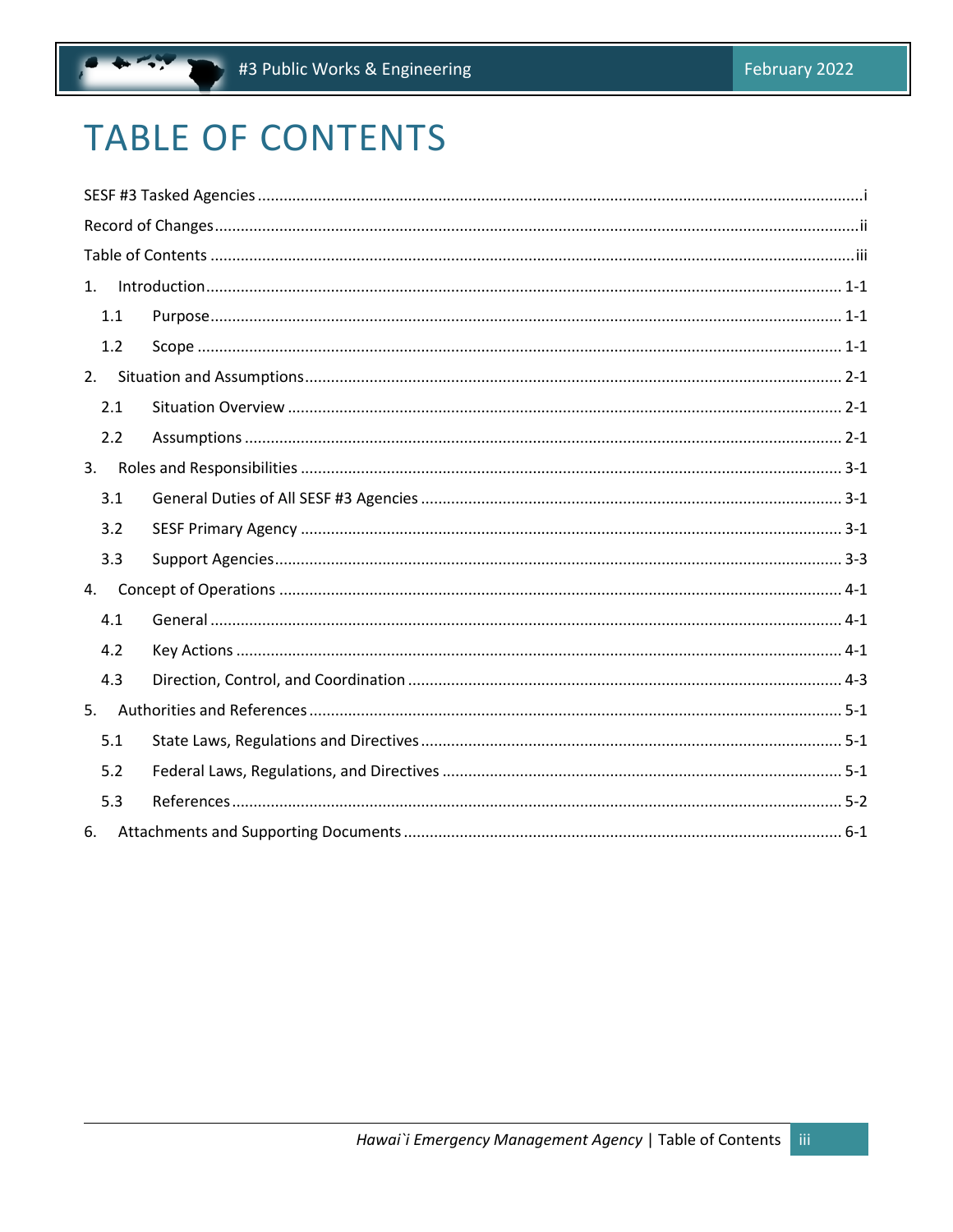# TABLE OF CONTENTS

SESF #3 Tasked Agencies ........................................................................................................ i

Record of Changes ..................................................................................................................ii

Table of Contents ...................................................................................................................iii

1. Introduction ................................................................................................................. 1-1
   - 1.1 Purpose ................................................................................................................ 1-1
   - 1.2 Scope ................................................................................................................... 1-1
2. Situation and Assumptions ........................................................................................... 2-1
   - 2.1 Situation Overview ............................................................................................... 2-1
   - 2.2 Assumptions ........................................................................................................ 2-1
3. Roles and Responsibilities ............................................................................................ 3-1
   - 3.1 General Duties of All SESF #3 Agencies ................................................................ 3-1
   - 3.2 SESF Primary Agency ........................................................................................... 3-1
   - 3.3 Support Agencies .................................................................................................. 3-3
4. Concept of Operations ................................................................................................. 4-1
   - 4.1 General ................................................................................................................ 4-1
   - 4.2 Key Actions .......................................................................................................... 4-1
   - 4.3 Direction, Control, and Coordination ................................................................... 4-3
5. Authorities and References .......................................................................................... 5-1
   - 5.1 State Laws, Regulations and Directives ................................................................ 5-1
   - 5.2 Federal Laws, Regulations, and Directives ........................................................... 5-1
   - 5.3 References ............................................................................................................ 5-2
6. Attachments and Supporting Documents .................................................................... 6-1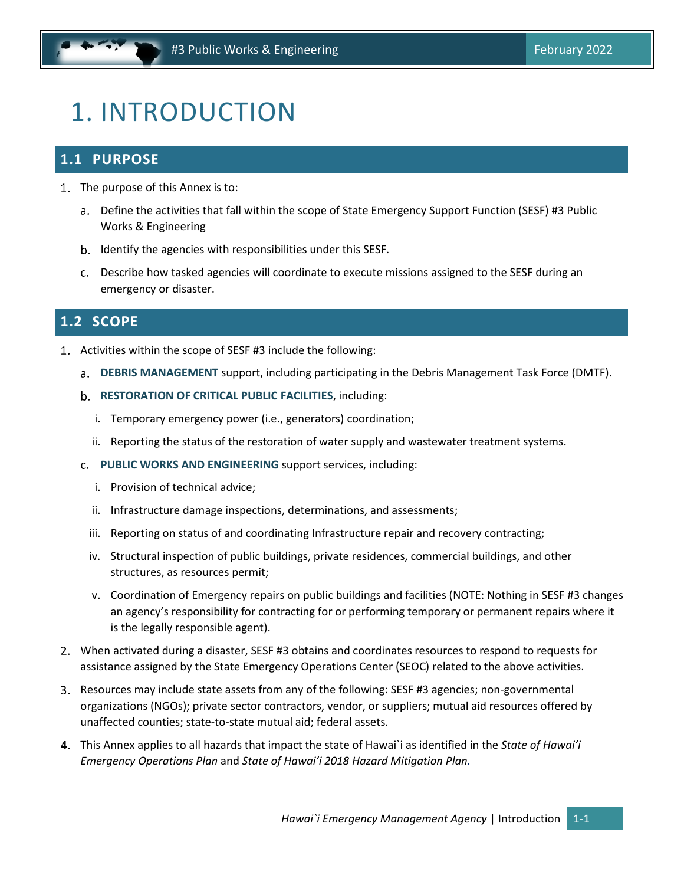# 1. INTRODUCTION

## 1.1 PURPOSE

1. The purpose of this Annex is to:
   a. Define the activities that fall within the scope of State Emergency Support Function (SESF) #3 Public Works & Engineering
   b. Identify the agencies with responsibilities under this SESF.
   c. Describe how tasked agencies will coordinate to execute missions assigned to the SESF during an emergency or disaster.

## 1.2 SCOPE

1. Activities within the scope of SESF #3 include the following:
   a. **DEBRIS MANAGEMENT** support, including participating in the Debris Management Task Force (DMTF).
   b. **RESTORATION OF CRITICAL PUBLIC FACILITIES**, including:
      i. Temporary emergency power (i.e., generators) coordination;
      ii. Reporting the status of the restoration of water supply and wastewater treatment systems.
   c. **PUBLIC WORKS AND ENGINEERING** support services, including:
      i. Provision of technical advice;
      ii. Infrastructure damage inspections, determinations, and assessments;
      iii. Reporting on status of and coordinating Infrastructure repair and recovery contracting;
      iv. Structural inspection of public buildings, private residences, commercial buildings, and other structures, as resources permit;
      v. Coordination of Emergency repairs on public buildings and facilities (NOTE: Nothing in SESF #3 changes an agency's responsibility for contracting for or performing temporary or permanent repairs where it is the legally responsible agent).
2. When activated during a disaster, SESF #3 obtains and coordinates resources to respond to requests for assistance assigned by the State Emergency Operations Center (SEOC) related to the above activities.
3. Resources may include state assets from any of the following: SESF #3 agencies; non-governmental organizations (NGOs); private sector contractors, vendor, or suppliers; mutual aid resources offered by unaffected counties; state-to-state mutual aid; federal assets.
4. This Annex applies to all hazards that impact the state of Hawai`i as identified in the *State of Hawai'i Emergency Operations Plan* and *State of Hawai'i 2018 Hazard Mitigation Plan.*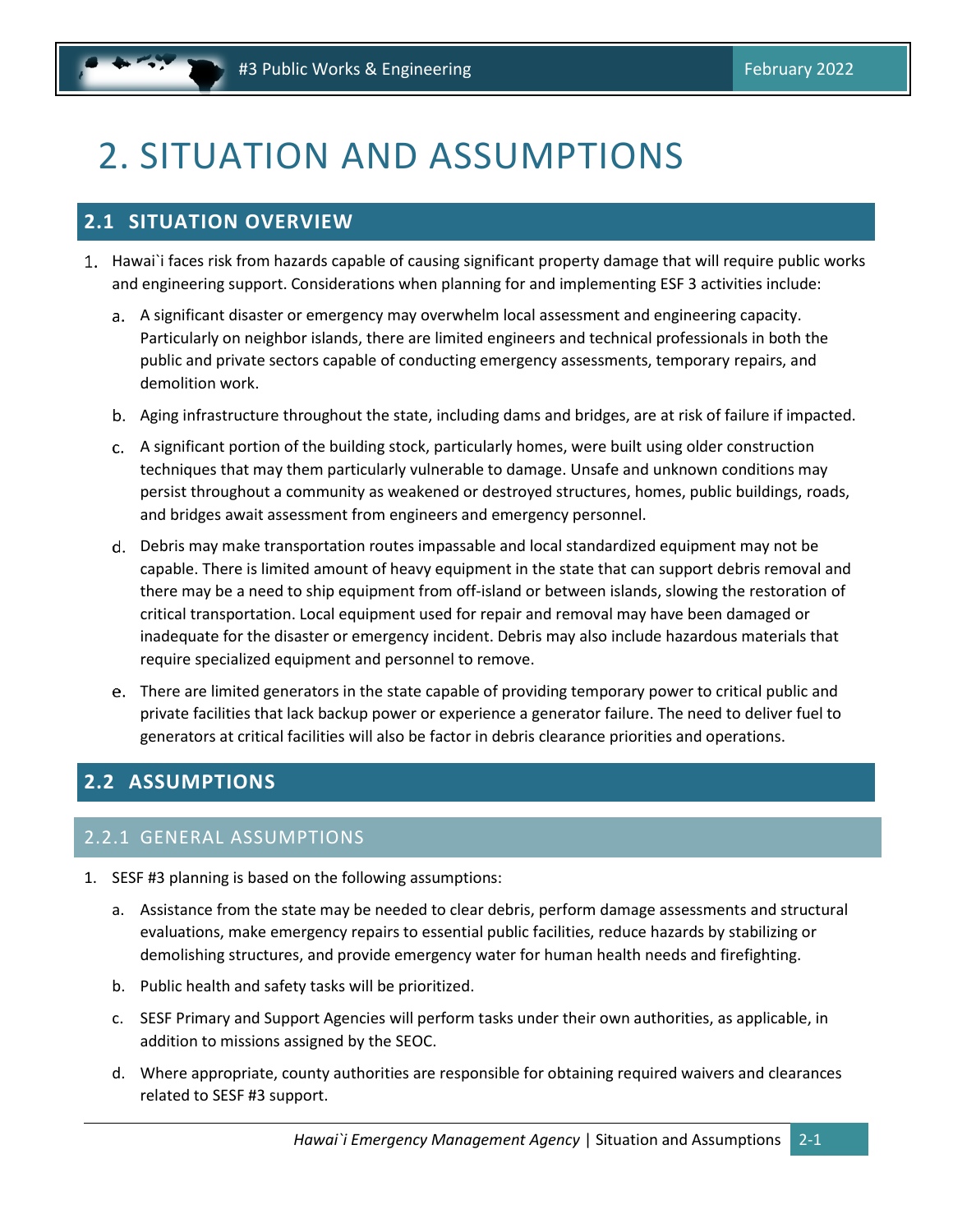# 2. SITUATION AND ASSUMPTIONS

## 2.1 SITUATION OVERVIEW

1. Hawai`i faces risk from hazards capable of causing significant property damage that will require public works and engineering support. Considerations when planning for and implementing ESF 3 activities include:

   a. A significant disaster or emergency may overwhelm local assessment and engineering capacity. Particularly on neighbor islands, there are limited engineers and technical professionals in both the public and private sectors capable of conducting emergency assessments, temporary repairs, and demolition work.

   b. Aging infrastructure throughout the state, including dams and bridges, are at risk of failure if impacted.

   c. A significant portion of the building stock, particularly homes, were built using older construction techniques that may them particularly vulnerable to damage. Unsafe and unknown conditions may persist throughout a community as weakened or destroyed structures, homes, public buildings, roads, and bridges await assessment from engineers and emergency personnel.

   d. Debris may make transportation routes impassable and local standardized equipment may not be capable. There is limited amount of heavy equipment in the state that can support debris removal and there may be a need to ship equipment from off-island or between islands, slowing the restoration of critical transportation. Local equipment used for repair and removal may have been damaged or inadequate for the disaster or emergency incident. Debris may also include hazardous materials that require specialized equipment and personnel to remove.

   e. There are limited generators in the state capable of providing temporary power to critical public and private facilities that lack backup power or experience a generator failure. The need to deliver fuel to generators at critical facilities will also be factor in debris clearance priorities and operations.

## 2.2 ASSUMPTIONS

### 2.2.1 GENERAL ASSUMPTIONS

1. SESF #3 planning is based on the following assumptions:

   a. Assistance from the state may be needed to clear debris, perform damage assessments and structural evaluations, make emergency repairs to essential public facilities, reduce hazards by stabilizing or demolishing structures, and provide emergency water for human health needs and firefighting.

   b. Public health and safety tasks will be prioritized.

   c. SESF Primary and Support Agencies will perform tasks under their own authorities, as applicable, in addition to missions assigned by the SEOC.

   d. Where appropriate, county authorities are responsible for obtaining required waivers and clearances related to SESF #3 support.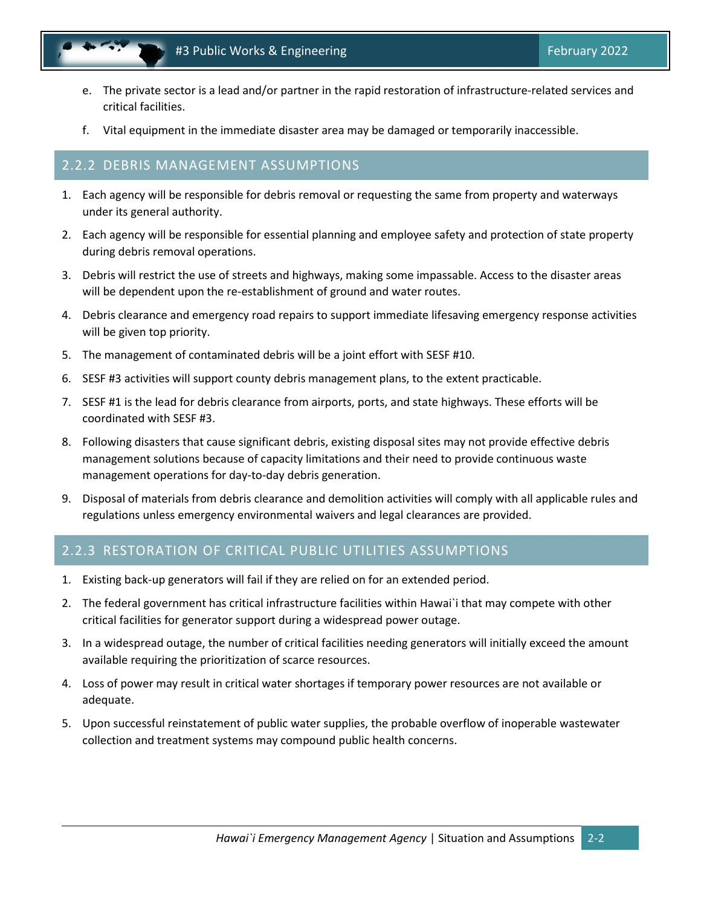e. The private sector is a lead and/or partner in the rapid restoration of infrastructure-related services and critical facilities.

f. Vital equipment in the immediate disaster area may be damaged or temporarily inaccessible.

### 2.2.2 DEBRIS MANAGEMENT ASSUMPTIONS

1. Each agency will be responsible for debris removal or requesting the same from property and waterways under its general authority.
2. Each agency will be responsible for essential planning and employee safety and protection of state property during debris removal operations.
3. Debris will restrict the use of streets and highways, making some impassable. Access to the disaster areas will be dependent upon the re-establishment of ground and water routes.
4. Debris clearance and emergency road repairs to support immediate lifesaving emergency response activities will be given top priority.
5. The management of contaminated debris will be a joint effort with SESF #10.
6. SESF #3 activities will support county debris management plans, to the extent practicable.
7. SESF #1 is the lead for debris clearance from airports, ports, and state highways. These efforts will be coordinated with SESF #3.
8. Following disasters that cause significant debris, existing disposal sites may not provide effective debris management solutions because of capacity limitations and their need to provide continuous waste management operations for day-to-day debris generation.
9. Disposal of materials from debris clearance and demolition activities will comply with all applicable rules and regulations unless emergency environmental waivers and legal clearances are provided.

### 2.2.3 RESTORATION OF CRITICAL PUBLIC UTILITIES ASSUMPTIONS

1. Existing back-up generators will fail if they are relied on for an extended period.
2. The federal government has critical infrastructure facilities within Hawai`i that may compete with other critical facilities for generator support during a widespread power outage.
3. In a widespread outage, the number of critical facilities needing generators will initially exceed the amount available requiring the prioritization of scarce resources.
4. Loss of power may result in critical water shortages if temporary power resources are not available or adequate.
5. Upon successful reinstatement of public water supplies, the probable overflow of inoperable wastewater collection and treatment systems may compound public health concerns.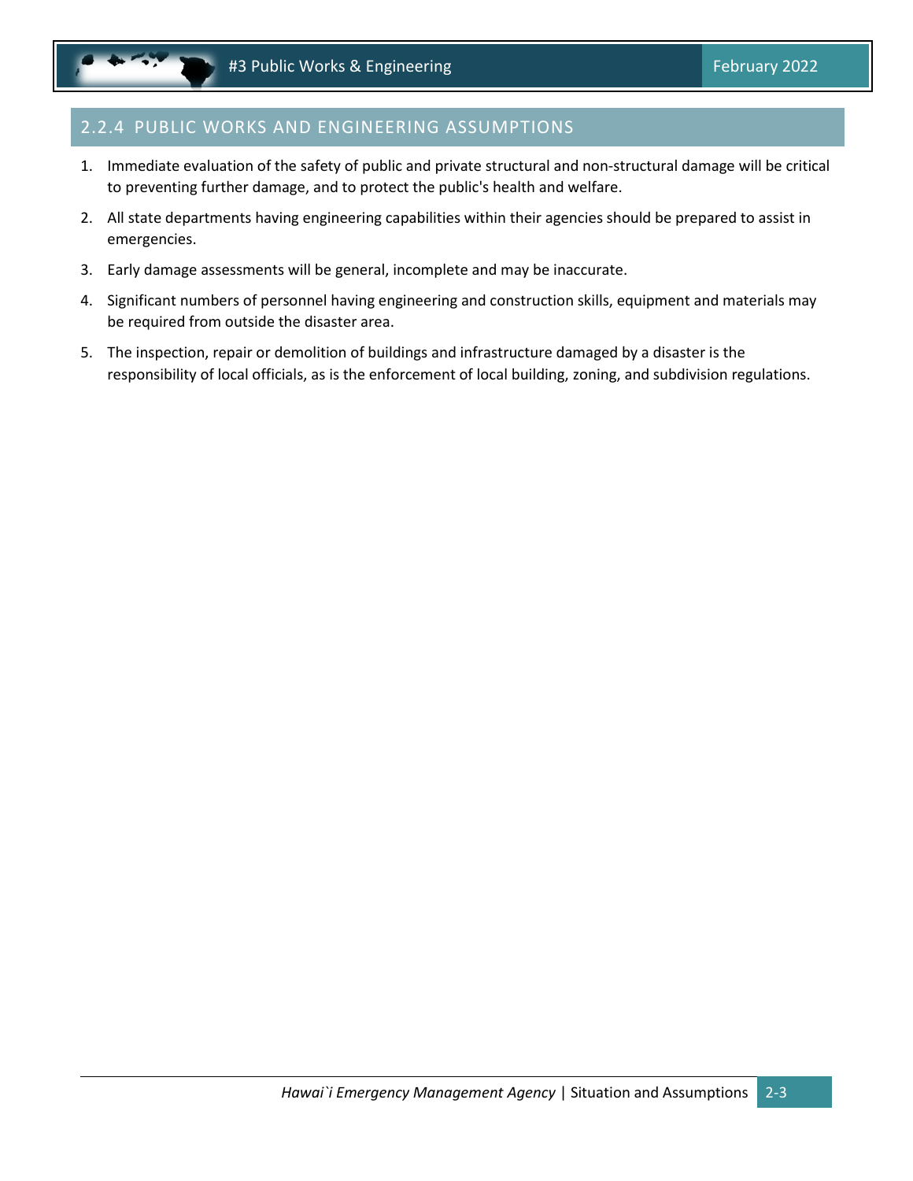## 2.2.4 PUBLIC WORKS AND ENGINEERING ASSUMPTIONS

1. Immediate evaluation of the safety of public and private structural and non-structural damage will be critical to preventing further damage, and to protect the public's health and welfare.
2. All state departments having engineering capabilities within their agencies should be prepared to assist in emergencies.
3. Early damage assessments will be general, incomplete and may be inaccurate.
4. Significant numbers of personnel having engineering and construction skills, equipment and materials may be required from outside the disaster area.
5. The inspection, repair or demolition of buildings and infrastructure damaged by a disaster is the responsibility of local officials, as is the enforcement of local building, zoning, and subdivision regulations.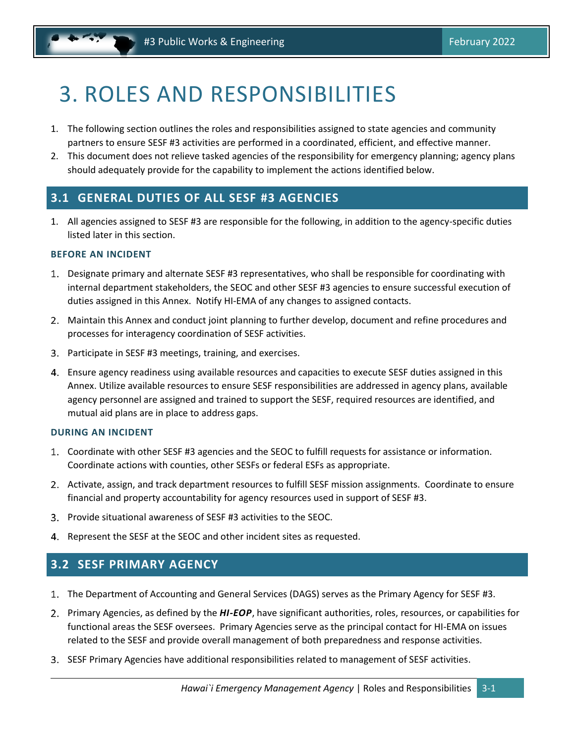# 3. ROLES AND RESPONSIBILITIES

1. The following section outlines the roles and responsibilities assigned to state agencies and community partners to ensure SESF #3 activities are performed in a coordinated, efficient, and effective manner.
2. This document does not relieve tasked agencies of the responsibility for emergency planning; agency plans should adequately provide for the capability to implement the actions identified below.

## 3.1 GENERAL DUTIES OF ALL SESF #3 AGENCIES

1. All agencies assigned to SESF #3 are responsible for the following, in addition to the agency-specific duties listed later in this section.

### BEFORE AN INCIDENT

1. Designate primary and alternate SESF #3 representatives, who shall be responsible for coordinating with internal department stakeholders, the SEOC and other SESF #3 agencies to ensure successful execution of duties assigned in this Annex. Notify HI-EMA of any changes to assigned contacts.
2. Maintain this Annex and conduct joint planning to further develop, document and refine procedures and processes for interagency coordination of SESF activities.
3. Participate in SESF #3 meetings, training, and exercises.
4. Ensure agency readiness using available resources and capacities to execute SESF duties assigned in this Annex. Utilize available resources to ensure SESF responsibilities are addressed in agency plans, available agency personnel are assigned and trained to support the SESF, required resources are identified, and mutual aid plans are in place to address gaps.

### DURING AN INCIDENT

1. Coordinate with other SESF #3 agencies and the SEOC to fulfill requests for assistance or information. Coordinate actions with counties, other SESFs or federal ESFs as appropriate.
2. Activate, assign, and track department resources to fulfill SESF mission assignments. Coordinate to ensure financial and property accountability for agency resources used in support of SESF #3.
3. Provide situational awareness of SESF #3 activities to the SEOC.
4. Represent the SESF at the SEOC and other incident sites as requested.

## 3.2 SESF PRIMARY AGENCY

1. The Department of Accounting and General Services (DAGS) serves as the Primary Agency for SESF #3.
2. Primary Agencies, as defined by the ***HI-EOP***, have significant authorities, roles, resources, or capabilities for functional areas the SESF oversees. Primary Agencies serve as the principal contact for HI-EMA on issues related to the SESF and provide overall management of both preparedness and response activities.
3. SESF Primary Agencies have additional responsibilities related to management of SESF activities.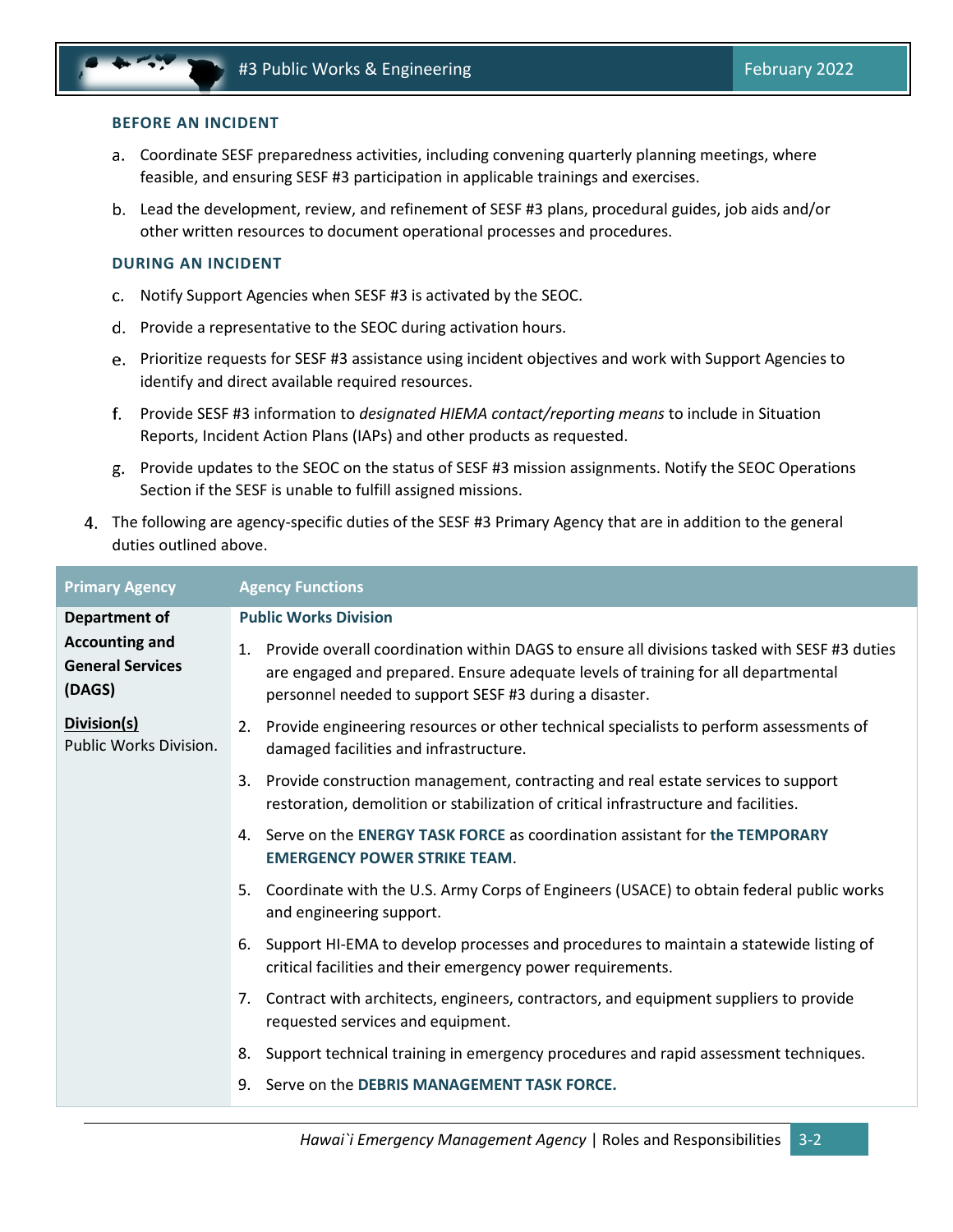#### BEFORE AN INCIDENT

a. Coordinate SESF preparedness activities, including convening quarterly planning meetings, where feasible, and ensuring SESF #3 participation in applicable trainings and exercises.

b. Lead the development, review, and refinement of SESF #3 plans, procedural guides, job aids and/or other written resources to document operational processes and procedures.

#### DURING AN INCIDENT

c. Notify Support Agencies when SESF #3 is activated by the SEOC.

d. Provide a representative to the SEOC during activation hours.

e. Prioritize requests for SESF #3 assistance using incident objectives and work with Support Agencies to identify and direct available required resources.

f. Provide SESF #3 information to *designated HIEMA contact/reporting means* to include in Situation Reports, Incident Action Plans (IAPs) and other products as requested.

g. Provide updates to the SEOC on the status of SESF #3 mission assignments. Notify the SEOC Operations Section if the SESF is unable to fulfill assigned missions.

4. The following are agency-specific duties of the SESF #3 Primary Agency that are in addition to the general duties outlined above.

| Primary Agency | Agency Functions |
|---|---|
| **Department of Accounting and General Services (DAGS)**<br><br>**Division(s)**<br>Public Works Division. | **Public Works Division**<br>1. Provide overall coordination within DAGS to ensure all divisions tasked with SESF #3 duties are engaged and prepared. Ensure adequate levels of training for all departmental personnel needed to support SESF #3 during a disaster.<br>2. Provide engineering resources or other technical specialists to perform assessments of damaged facilities and infrastructure.<br>3. Provide construction management, contracting and real estate services to support restoration, demolition or stabilization of critical infrastructure and facilities.<br>4. Serve on the **ENERGY TASK FORCE** as coordination assistant for **the TEMPORARY EMERGENCY POWER STRIKE TEAM**.<br>5. Coordinate with the U.S. Army Corps of Engineers (USACE) to obtain federal public works and engineering support.<br>6. Support HI-EMA to develop processes and procedures to maintain a statewide listing of critical facilities and their emergency power requirements.<br>7. Contract with architects, engineers, contractors, and equipment suppliers to provide requested services and equipment.<br>8. Support technical training in emergency procedures and rapid assessment techniques.<br>9. Serve on the **DEBRIS MANAGEMENT TASK FORCE.** |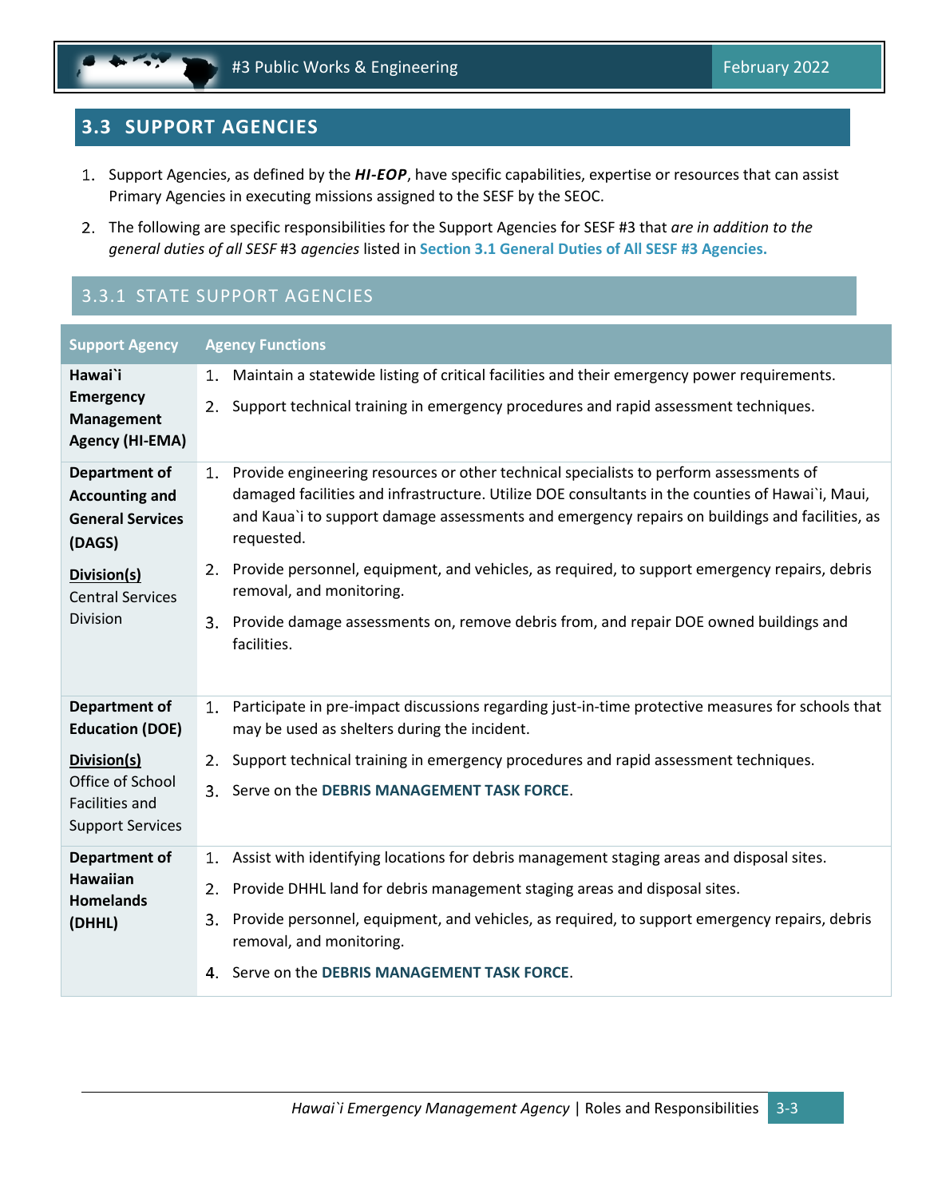## 3.3 SUPPORT AGENCIES

1. Support Agencies, as defined by the ***HI-EOP***, have specific capabilities, expertise or resources that can assist Primary Agencies in executing missions assigned to the SESF by the SEOC.
2. The following are specific responsibilities for the Support Agencies for SESF #3 that *are in addition to the general duties of all SESF* #3 *agencies* listed in **Section 3.1 General Duties of All SESF #3 Agencies.**

### 3.3.1 STATE SUPPORT AGENCIES

| Support Agency | Agency Functions |
|---|---|
| **Hawai`i Emergency Management Agency (HI-EMA)** | 1. Maintain a statewide listing of critical facilities and their emergency power requirements.<br>2. Support technical training in emergency procedures and rapid assessment techniques. |
| **Department of Accounting and General Services (DAGS)**<br>**<u>Division(s)</u>**<br>Central Services Division | 1. Provide engineering resources or other technical specialists to perform assessments of damaged facilities and infrastructure. Utilize DOE consultants in the counties of Hawai`i, Maui, and Kaua`i to support damage assessments and emergency repairs on buildings and facilities, as requested.<br>2. Provide personnel, equipment, and vehicles, as required, to support emergency repairs, debris removal, and monitoring.<br>3. Provide damage assessments on, remove debris from, and repair DOE owned buildings and facilities. |
| **Department of Education (DOE)**<br>**<u>Division(s)</u>**<br>Office of School Facilities and Support Services | 1. Participate in pre-impact discussions regarding just-in-time protective measures for schools that may be used as shelters during the incident.<br>2. Support technical training in emergency procedures and rapid assessment techniques.<br>3. Serve on the **DEBRIS MANAGEMENT TASK FORCE**. |
| **Department of Hawaiian Homelands (DHHL)** | 1. Assist with identifying locations for debris management staging areas and disposal sites.<br>2. Provide DHHL land for debris management staging areas and disposal sites.<br>3. Provide personnel, equipment, and vehicles, as required, to support emergency repairs, debris removal, and monitoring.<br>4. Serve on the **DEBRIS MANAGEMENT TASK FORCE**. |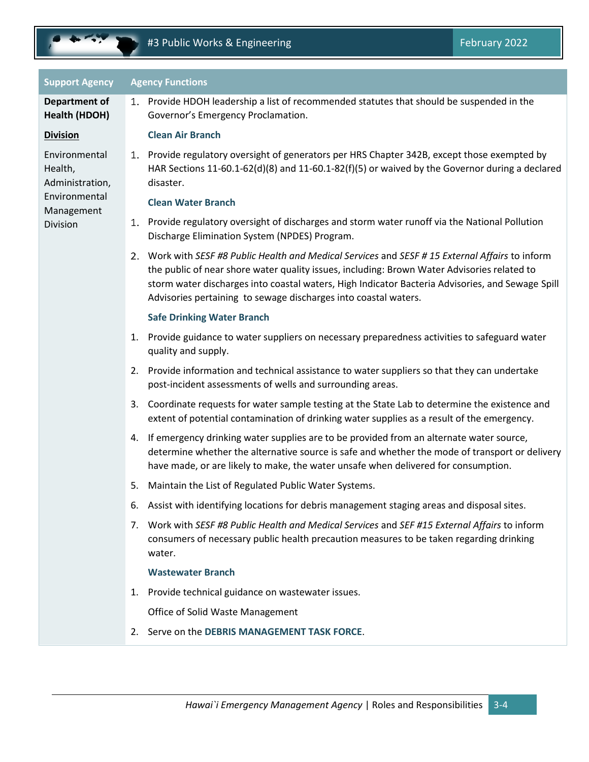| Support Agency | Agency Functions |
|---|---|
| **Department of Health (HDOH)** | 1. Provide HDOH leadership a list of recommended statutes that should be suspended in the Governor's Emergency Proclamation. |
| **Division** | **Clean Air Branch** |
| Environmental Health, Administration, Environmental Management Division | 1. Provide regulatory oversight of generators per HRS Chapter 342B, except those exempted by HAR Sections 11-60.1-62(d)(8) and 11-60.1-82(f)(5) or waived by the Governor during a declared disaster.<br><br>**Clean Water Branch**<br><br>1. Provide regulatory oversight of discharges and storm water runoff via the National Pollution Discharge Elimination System (NPDES) Program.<br><br>2. Work with *SESF #8 Public Health and Medical Services* and *SESF # 15 External Affairs* to inform the public of near shore water quality issues, including: Brown Water Advisories related to storm water discharges into coastal waters, High Indicator Bacteria Advisories, and Sewage Spill Advisories pertaining to sewage discharges into coastal waters.<br><br>**Safe Drinking Water Branch**<br><br>1. Provide guidance to water suppliers on necessary preparedness activities to safeguard water quality and supply.<br><br>2. Provide information and technical assistance to water suppliers so that they can undertake post-incident assessments of wells and surrounding areas.<br><br>3. Coordinate requests for water sample testing at the State Lab to determine the existence and extent of potential contamination of drinking water supplies as a result of the emergency.<br><br>4. If emergency drinking water supplies are to be provided from an alternate water source, determine whether the alternative source is safe and whether the mode of transport or delivery have made, or are likely to make, the water unsafe when delivered for consumption.<br><br>5. Maintain the List of Regulated Public Water Systems.<br><br>6. Assist with identifying locations for debris management staging areas and disposal sites.<br><br>7. Work with *SESF #8 Public Health and Medical Services* and *SEF #15 External Affairs* to inform consumers of necessary public health precaution measures to be taken regarding drinking water.<br><br>**Wastewater Branch**<br><br>1. Provide technical guidance on wastewater issues.<br><br>Office of Solid Waste Management<br><br>2. Serve on the **DEBRIS MANAGEMENT TASK FORCE**. |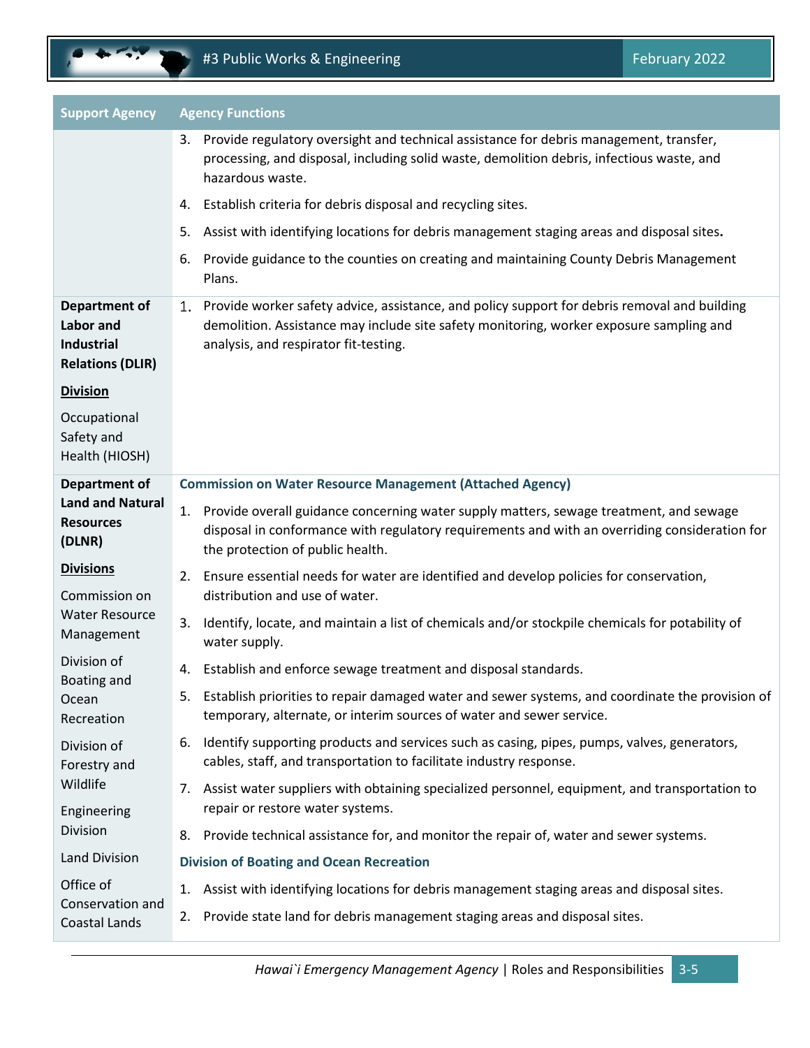| Support Agency | Agency Functions |
|---|---|
| | 3. Provide regulatory oversight and technical assistance for debris management, transfer, processing, and disposal, including solid waste, demolition debris, infectious waste, and hazardous waste.<br>4. Establish criteria for debris disposal and recycling sites.<br>5. Assist with identifying locations for debris management staging areas and disposal sites.<br>6. Provide guidance to the counties on creating and maintaining County Debris Management Plans. |
| **Department of Labor and Industrial Relations (DLIR)**<br><br>**Division**<br><br>Occupational Safety and Health (HIOSH) | 1. Provide worker safety advice, assistance, and policy support for debris removal and building demolition. Assistance may include site safety monitoring, worker exposure sampling and analysis, and respirator fit-testing. |
| **Department of Land and Natural Resources (DLNR)**<br><br>**Divisions**<br><br>Commission on Water Resource Management<br><br>Division of Boating and Ocean Recreation<br><br>Division of Forestry and Wildlife<br><br>Engineering Division<br><br>Land Division<br><br>Office of Conservation and Coastal Lands | **Commission on Water Resource Management (Attached Agency)**<br>1. Provide overall guidance concerning water supply matters, sewage treatment, and sewage disposal in conformance with regulatory requirements and with an overriding consideration for the protection of public health.<br>2. Ensure essential needs for water are identified and develop policies for conservation, distribution and use of water.<br>3. Identify, locate, and maintain a list of chemicals and/or stockpile chemicals for potability of water supply.<br>4. Establish and enforce sewage treatment and disposal standards.<br>5. Establish priorities to repair damaged water and sewer systems, and coordinate the provision of temporary, alternate, or interim sources of water and sewer service.<br>6. Identify supporting products and services such as casing, pipes, pumps, valves, generators, cables, staff, and transportation to facilitate industry response.<br>7. Assist water suppliers with obtaining specialized personnel, equipment, and transportation to repair or restore water systems.<br>8. Provide technical assistance for, and monitor the repair of, water and sewer systems.<br><br>**Division of Boating and Ocean Recreation**<br>1. Assist with identifying locations for debris management staging areas and disposal sites.<br>2. Provide state land for debris management staging areas and disposal sites. |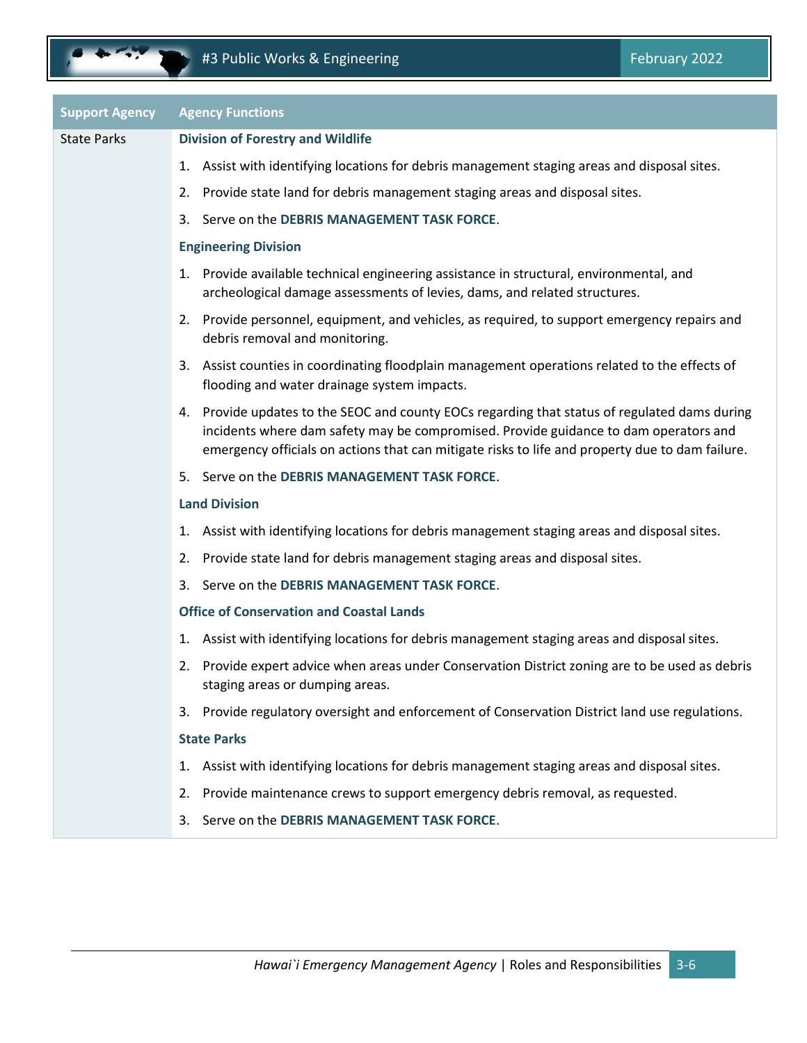| Support Agency | Agency Functions |
|---|---|
| State Parks | **Division of Forestry and Wildlife**<br>1. Assist with identifying locations for debris management staging areas and disposal sites.<br>2. Provide state land for debris management staging areas and disposal sites.<br>3. Serve on the **DEBRIS MANAGEMENT TASK FORCE**.<br>**Engineering Division**<br>1. Provide available technical engineering assistance in structural, environmental, and archeological damage assessments of levies, dams, and related structures.<br>2. Provide personnel, equipment, and vehicles, as required, to support emergency repairs and debris removal and monitoring.<br>3. Assist counties in coordinating floodplain management operations related to the effects of flooding and water drainage system impacts.<br>4. Provide updates to the SEOC and county EOCs regarding that status of regulated dams during incidents where dam safety may be compromised. Provide guidance to dam operators and emergency officials on actions that can mitigate risks to life and property due to dam failure.<br>5. Serve on the **DEBRIS MANAGEMENT TASK FORCE**.<br>**Land Division**<br>1. Assist with identifying locations for debris management staging areas and disposal sites.<br>2. Provide state land for debris management staging areas and disposal sites.<br>3. Serve on the **DEBRIS MANAGEMENT TASK FORCE**.<br>**Office of Conservation and Coastal Lands**<br>1. Assist with identifying locations for debris management staging areas and disposal sites.<br>2. Provide expert advice when areas under Conservation District zoning are to be used as debris staging areas or dumping areas.<br>3. Provide regulatory oversight and enforcement of Conservation District land use regulations.<br>**State Parks**<br>1. Assist with identifying locations for debris management staging areas and disposal sites.<br>2. Provide maintenance crews to support emergency debris removal, as requested.<br>3. Serve on the **DEBRIS MANAGEMENT TASK FORCE**. |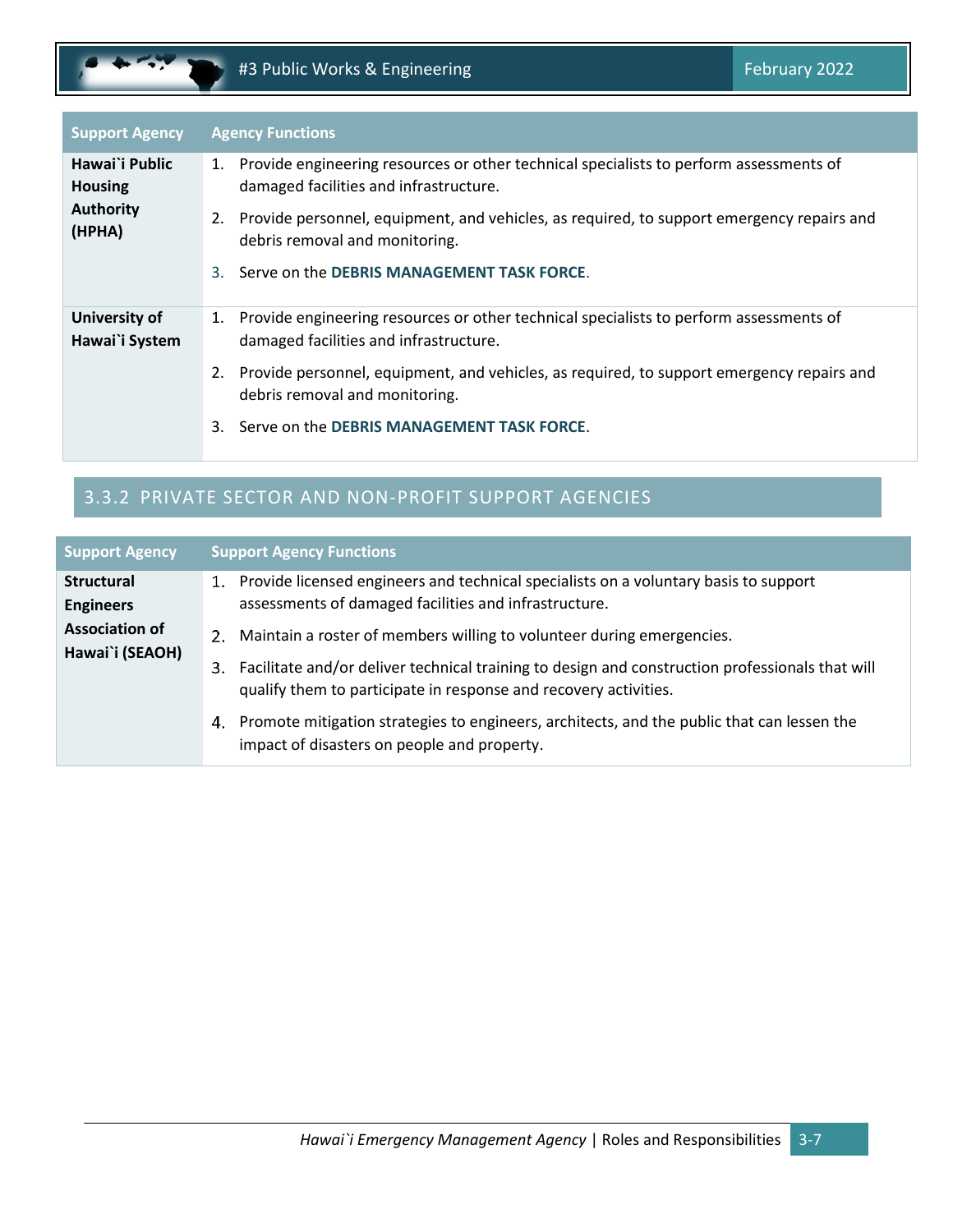| Support Agency | Agency Functions |
|---|---|
| **Hawai`i Public Housing Authority (HPHA)** | 1. Provide engineering resources or other technical specialists to perform assessments of damaged facilities and infrastructure.<br>2. Provide personnel, equipment, and vehicles, as required, to support emergency repairs and debris removal and monitoring.<br>3. Serve on the **DEBRIS MANAGEMENT TASK FORCE**. |
| **University of Hawai`i System** | 1. Provide engineering resources or other technical specialists to perform assessments of damaged facilities and infrastructure.<br>2. Provide personnel, equipment, and vehicles, as required, to support emergency repairs and debris removal and monitoring.<br>3. Serve on the **DEBRIS MANAGEMENT TASK FORCE**. |

### 3.3.2 PRIVATE SECTOR AND NON-PROFIT SUPPORT AGENCIES

| Support Agency | Support Agency Functions |
|---|---|
| **Structural Engineers Association of Hawai`i (SEAOH)** | 1. Provide licensed engineers and technical specialists on a voluntary basis to support assessments of damaged facilities and infrastructure.<br>2. Maintain a roster of members willing to volunteer during emergencies.<br>3. Facilitate and/or deliver technical training to design and construction professionals that will qualify them to participate in response and recovery activities.<br>4. Promote mitigation strategies to engineers, architects, and the public that can lessen the impact of disasters on people and property. |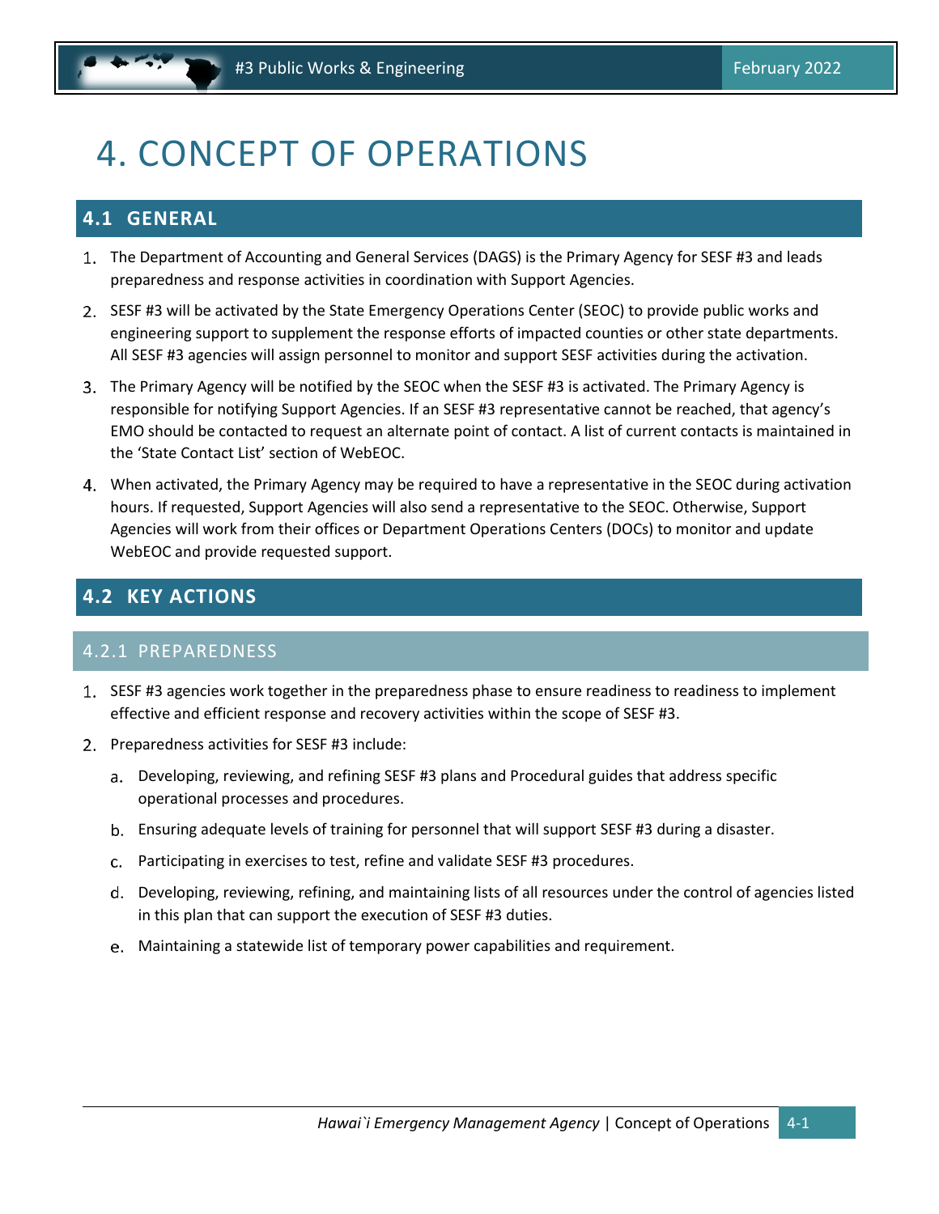# 4. CONCEPT OF OPERATIONS

## 4.1 GENERAL

1. The Department of Accounting and General Services (DAGS) is the Primary Agency for SESF #3 and leads preparedness and response activities in coordination with Support Agencies.
2. SESF #3 will be activated by the State Emergency Operations Center (SEOC) to provide public works and engineering support to supplement the response efforts of impacted counties or other state departments. All SESF #3 agencies will assign personnel to monitor and support SESF activities during the activation.
3. The Primary Agency will be notified by the SEOC when the SESF #3 is activated. The Primary Agency is responsible for notifying Support Agencies. If an SESF #3 representative cannot be reached, that agency's EMO should be contacted to request an alternate point of contact. A list of current contacts is maintained in the 'State Contact List' section of WebEOC.
4. When activated, the Primary Agency may be required to have a representative in the SEOC during activation hours. If requested, Support Agencies will also send a representative to the SEOC. Otherwise, Support Agencies will work from their offices or Department Operations Centers (DOCs) to monitor and update WebEOC and provide requested support.

## 4.2 KEY ACTIONS

### 4.2.1 PREPAREDNESS

1. SESF #3 agencies work together in the preparedness phase to ensure readiness to readiness to implement effective and efficient response and recovery activities within the scope of SESF #3.
2. Preparedness activities for SESF #3 include:
   a. Developing, reviewing, and refining SESF #3 plans and Procedural guides that address specific operational processes and procedures.
   b. Ensuring adequate levels of training for personnel that will support SESF #3 during a disaster.
   c. Participating in exercises to test, refine and validate SESF #3 procedures.
   d. Developing, reviewing, refining, and maintaining lists of all resources under the control of agencies listed in this plan that can support the execution of SESF #3 duties.
   e. Maintaining a statewide list of temporary power capabilities and requirement.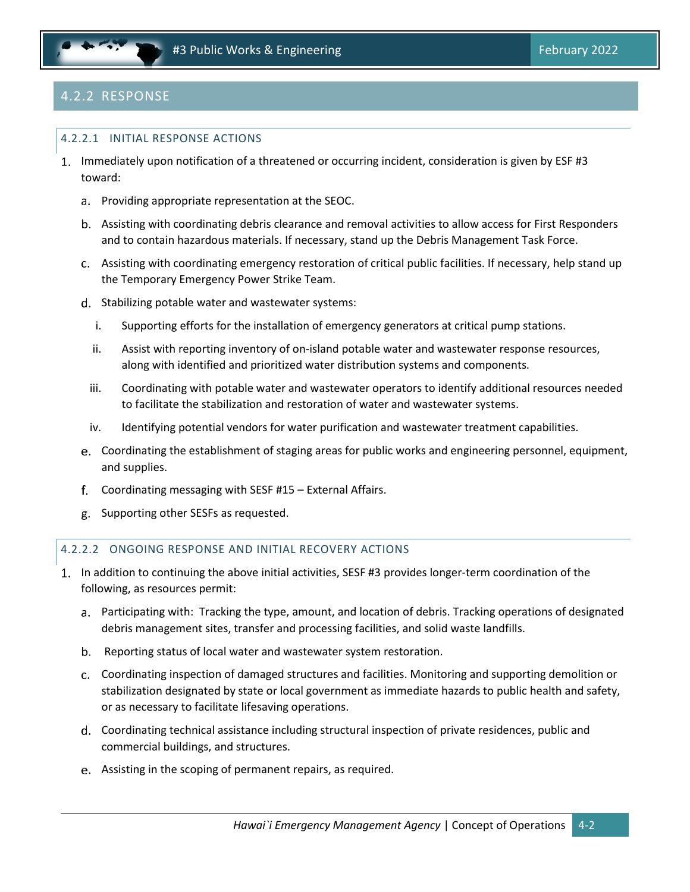## 4.2.2 RESPONSE

### 4.2.2.1 INITIAL RESPONSE ACTIONS

1. Immediately upon notification of a threatened or occurring incident, consideration is given by ESF #3 toward:
   a. Providing appropriate representation at the SEOC.
   b. Assisting with coordinating debris clearance and removal activities to allow access for First Responders and to contain hazardous materials. If necessary, stand up the Debris Management Task Force.
   c. Assisting with coordinating emergency restoration of critical public facilities. If necessary, help stand up the Temporary Emergency Power Strike Team.
   d. Stabilizing potable water and wastewater systems:
      i. Supporting efforts for the installation of emergency generators at critical pump stations.
      ii. Assist with reporting inventory of on-island potable water and wastewater response resources, along with identified and prioritized water distribution systems and components.
      iii. Coordinating with potable water and wastewater operators to identify additional resources needed to facilitate the stabilization and restoration of water and wastewater systems.
      iv. Identifying potential vendors for water purification and wastewater treatment capabilities.
   e. Coordinating the establishment of staging areas for public works and engineering personnel, equipment, and supplies.
   f. Coordinating messaging with SESF #15 – External Affairs.
   g. Supporting other SESFs as requested.

### 4.2.2.2 ONGOING RESPONSE AND INITIAL RECOVERY ACTIONS

1. In addition to continuing the above initial activities, SESF #3 provides longer-term coordination of the following, as resources permit:
   a. Participating with: Tracking the type, amount, and location of debris. Tracking operations of designated debris management sites, transfer and processing facilities, and solid waste landfills.
   b. Reporting status of local water and wastewater system restoration.
   c. Coordinating inspection of damaged structures and facilities. Monitoring and supporting demolition or stabilization designated by state or local government as immediate hazards to public health and safety, or as necessary to facilitate lifesaving operations.
   d. Coordinating technical assistance including structural inspection of private residences, public and commercial buildings, and structures.
   e. Assisting in the scoping of permanent repairs, as required.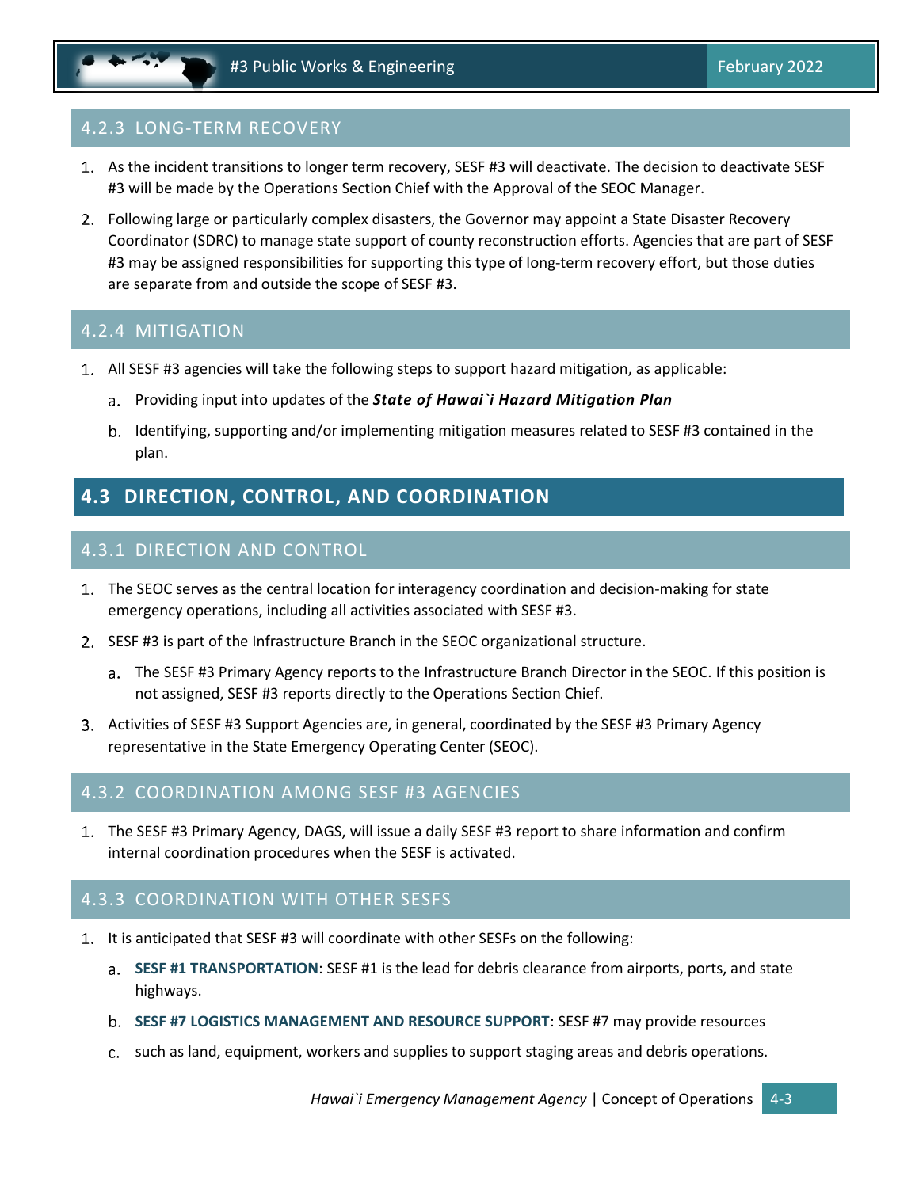### 4.2.3 LONG-TERM RECOVERY

1. As the incident transitions to longer term recovery, SESF #3 will deactivate. The decision to deactivate SESF #3 will be made by the Operations Section Chief with the Approval of the SEOC Manager.
2. Following large or particularly complex disasters, the Governor may appoint a State Disaster Recovery Coordinator (SDRC) to manage state support of county reconstruction efforts. Agencies that are part of SESF #3 may be assigned responsibilities for supporting this type of long-term recovery effort, but those duties are separate from and outside the scope of SESF #3.

### 4.2.4 MITIGATION

1. All SESF #3 agencies will take the following steps to support hazard mitigation, as applicable:
   a. Providing input into updates of the ***State of Hawai`i Hazard Mitigation Plan***
   b. Identifying, supporting and/or implementing mitigation measures related to SESF #3 contained in the plan.

## 4.3 DIRECTION, CONTROL, AND COORDINATION

### 4.3.1 DIRECTION AND CONTROL

1. The SEOC serves as the central location for interagency coordination and decision-making for state emergency operations, including all activities associated with SESF #3.
2. SESF #3 is part of the Infrastructure Branch in the SEOC organizational structure.
   a. The SESF #3 Primary Agency reports to the Infrastructure Branch Director in the SEOC. If this position is not assigned, SESF #3 reports directly to the Operations Section Chief.
3. Activities of SESF #3 Support Agencies are, in general, coordinated by the SESF #3 Primary Agency representative in the State Emergency Operating Center (SEOC).

### 4.3.2 COORDINATION AMONG SESF #3 AGENCIES

1. The SESF #3 Primary Agency, DAGS, will issue a daily SESF #3 report to share information and confirm internal coordination procedures when the SESF is activated.

### 4.3.3 COORDINATION WITH OTHER SESFS

1. It is anticipated that SESF #3 will coordinate with other SESFs on the following:
   a. **SESF #1 TRANSPORTATION**: SESF #1 is the lead for debris clearance from airports, ports, and state highways.
   b. **SESF #7 LOGISTICS MANAGEMENT AND RESOURCE SUPPORT**: SESF #7 may provide resources
   c. such as land, equipment, workers and supplies to support staging areas and debris operations.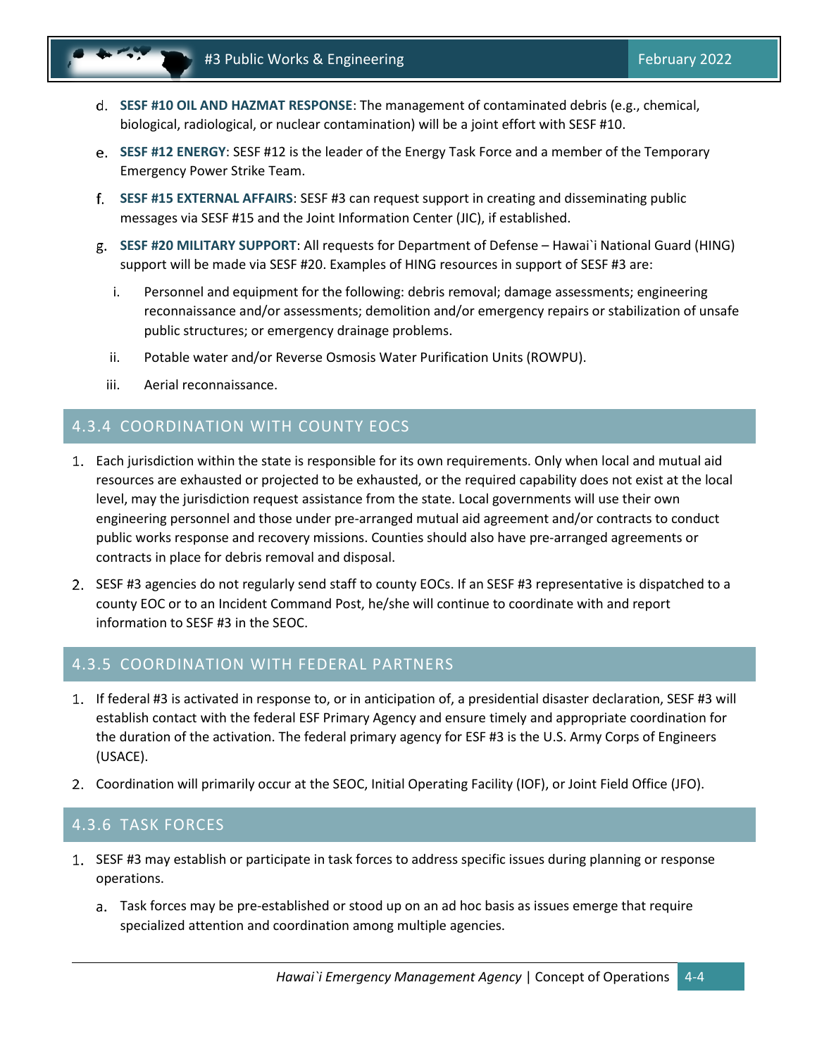d. **SESF #10 OIL AND HAZMAT RESPONSE**: The management of contaminated debris (e.g., chemical, biological, radiological, or nuclear contamination) will be a joint effort with SESF #10.

e. **SESF #12 ENERGY**: SESF #12 is the leader of the Energy Task Force and a member of the Temporary Emergency Power Strike Team.

f. **SESF #15 EXTERNAL AFFAIRS**: SESF #3 can request support in creating and disseminating public messages via SESF #15 and the Joint Information Center (JIC), if established.

g. **SESF #20 MILITARY SUPPORT**: All requests for Department of Defense – Hawai`i National Guard (HING) support will be made via SESF #20. Examples of HING resources in support of SESF #3 are:

   i. Personnel and equipment for the following: debris removal; damage assessments; engineering reconnaissance and/or assessments; demolition and/or emergency repairs or stabilization of unsafe public structures; or emergency drainage problems.

   ii. Potable water and/or Reverse Osmosis Water Purification Units (ROWPU).

   iii. Aerial reconnaissance.

## 4.3.4 COORDINATION WITH COUNTY EOCS

1. Each jurisdiction within the state is responsible for its own requirements. Only when local and mutual aid resources are exhausted or projected to be exhausted, or the required capability does not exist at the local level, may the jurisdiction request assistance from the state. Local governments will use their own engineering personnel and those under pre-arranged mutual aid agreement and/or contracts to conduct public works response and recovery missions. Counties should also have pre-arranged agreements or contracts in place for debris removal and disposal.
2. SESF #3 agencies do not regularly send staff to county EOCs. If an SESF #3 representative is dispatched to a county EOC or to an Incident Command Post, he/she will continue to coordinate with and report information to SESF #3 in the SEOC.

## 4.3.5 COORDINATION WITH FEDERAL PARTNERS

1. If federal #3 is activated in response to, or in anticipation of, a presidential disaster declaration, SESF #3 will establish contact with the federal ESF Primary Agency and ensure timely and appropriate coordination for the duration of the activation. The federal primary agency for ESF #3 is the U.S. Army Corps of Engineers (USACE).
2. Coordination will primarily occur at the SEOC, Initial Operating Facility (IOF), or Joint Field Office (JFO).

## 4.3.6 TASK FORCES

1. SESF #3 may establish or participate in task forces to address specific issues during planning or response operations.

   a. Task forces may be pre-established or stood up on an ad hoc basis as issues emerge that require specialized attention and coordination among multiple agencies.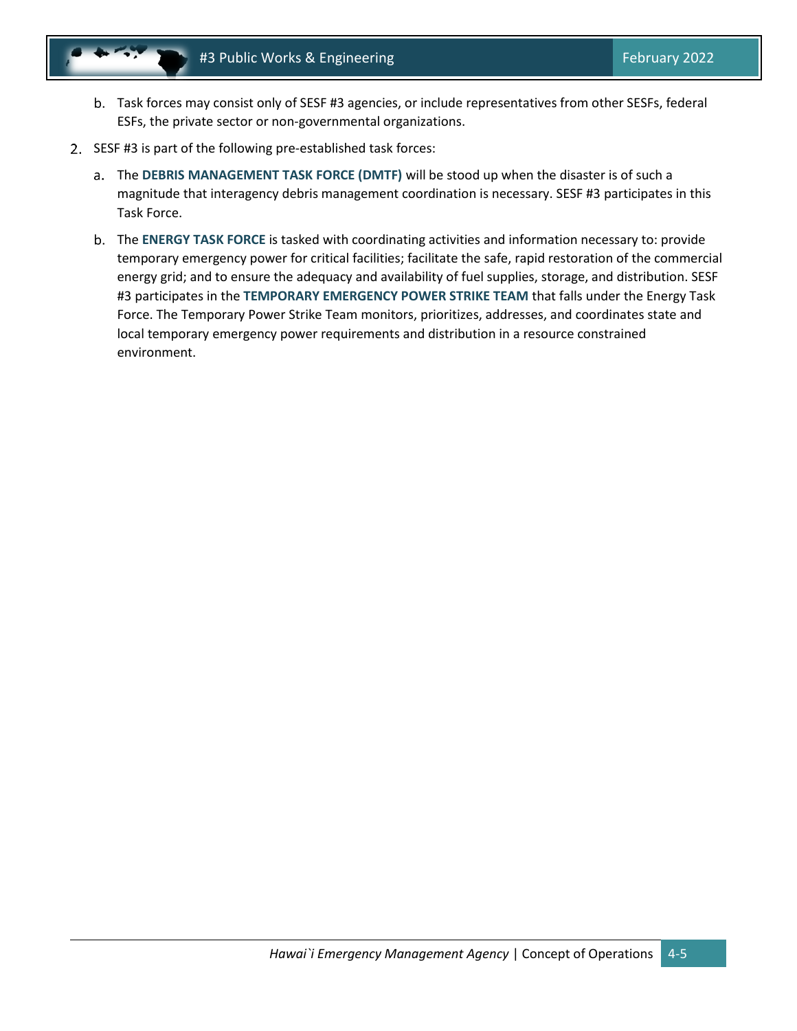b. Task forces may consist only of SESF #3 agencies, or include representatives from other SESFs, federal ESFs, the private sector or non-governmental organizations.

2. SESF #3 is part of the following pre-established task forces:

   a. The **DEBRIS MANAGEMENT TASK FORCE (DMTF)** will be stood up when the disaster is of such a magnitude that interagency debris management coordination is necessary. SESF #3 participates in this Task Force.

   b. The **ENERGY TASK FORCE** is tasked with coordinating activities and information necessary to: provide temporary emergency power for critical facilities; facilitate the safe, rapid restoration of the commercial energy grid; and to ensure the adequacy and availability of fuel supplies, storage, and distribution. SESF #3 participates in the **TEMPORARY EMERGENCY POWER STRIKE TEAM** that falls under the Energy Task Force. The Temporary Power Strike Team monitors, prioritizes, addresses, and coordinates state and local temporary emergency power requirements and distribution in a resource constrained environment.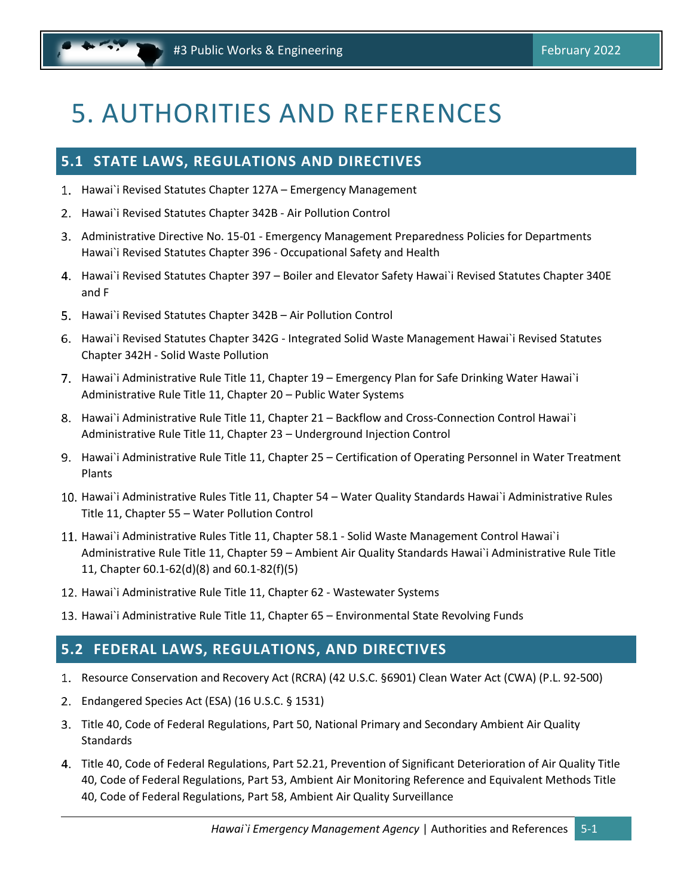# 5. AUTHORITIES AND REFERENCES

## 5.1 STATE LAWS, REGULATIONS AND DIRECTIVES

1. Hawai`i Revised Statutes Chapter 127A – Emergency Management
2. Hawai`i Revised Statutes Chapter 342B - Air Pollution Control
3. Administrative Directive No. 15-01 - Emergency Management Preparedness Policies for Departments Hawai`i Revised Statutes Chapter 396 - Occupational Safety and Health
4. Hawai`i Revised Statutes Chapter 397 – Boiler and Elevator Safety Hawai`i Revised Statutes Chapter 340E and F
5. Hawai`i Revised Statutes Chapter 342B – Air Pollution Control
6. Hawai`i Revised Statutes Chapter 342G - Integrated Solid Waste Management Hawai`i Revised Statutes Chapter 342H - Solid Waste Pollution
7. Hawai`i Administrative Rule Title 11, Chapter 19 – Emergency Plan for Safe Drinking Water Hawai`i Administrative Rule Title 11, Chapter 20 – Public Water Systems
8. Hawai`i Administrative Rule Title 11, Chapter 21 – Backflow and Cross-Connection Control Hawai`i Administrative Rule Title 11, Chapter 23 – Underground Injection Control
9. Hawai`i Administrative Rule Title 11, Chapter 25 – Certification of Operating Personnel in Water Treatment Plants
10. Hawai`i Administrative Rules Title 11, Chapter 54 – Water Quality Standards Hawai`i Administrative Rules Title 11, Chapter 55 – Water Pollution Control
11. Hawai`i Administrative Rules Title 11, Chapter 58.1 - Solid Waste Management Control Hawai`i Administrative Rule Title 11, Chapter 59 – Ambient Air Quality Standards Hawai`i Administrative Rule Title 11, Chapter 60.1-62(d)(8) and 60.1-82(f)(5)
12. Hawai`i Administrative Rule Title 11, Chapter 62 - Wastewater Systems
13. Hawai`i Administrative Rule Title 11, Chapter 65 – Environmental State Revolving Funds

## 5.2 FEDERAL LAWS, REGULATIONS, AND DIRECTIVES

1. Resource Conservation and Recovery Act (RCRA) (42 U.S.C. §6901) Clean Water Act (CWA) (P.L. 92-500)
2. Endangered Species Act (ESA) (16 U.S.C. § 1531)
3. Title 40, Code of Federal Regulations, Part 50, National Primary and Secondary Ambient Air Quality Standards
4. Title 40, Code of Federal Regulations, Part 52.21, Prevention of Significant Deterioration of Air Quality Title 40, Code of Federal Regulations, Part 53, Ambient Air Monitoring Reference and Equivalent Methods Title 40, Code of Federal Regulations, Part 58, Ambient Air Quality Surveillance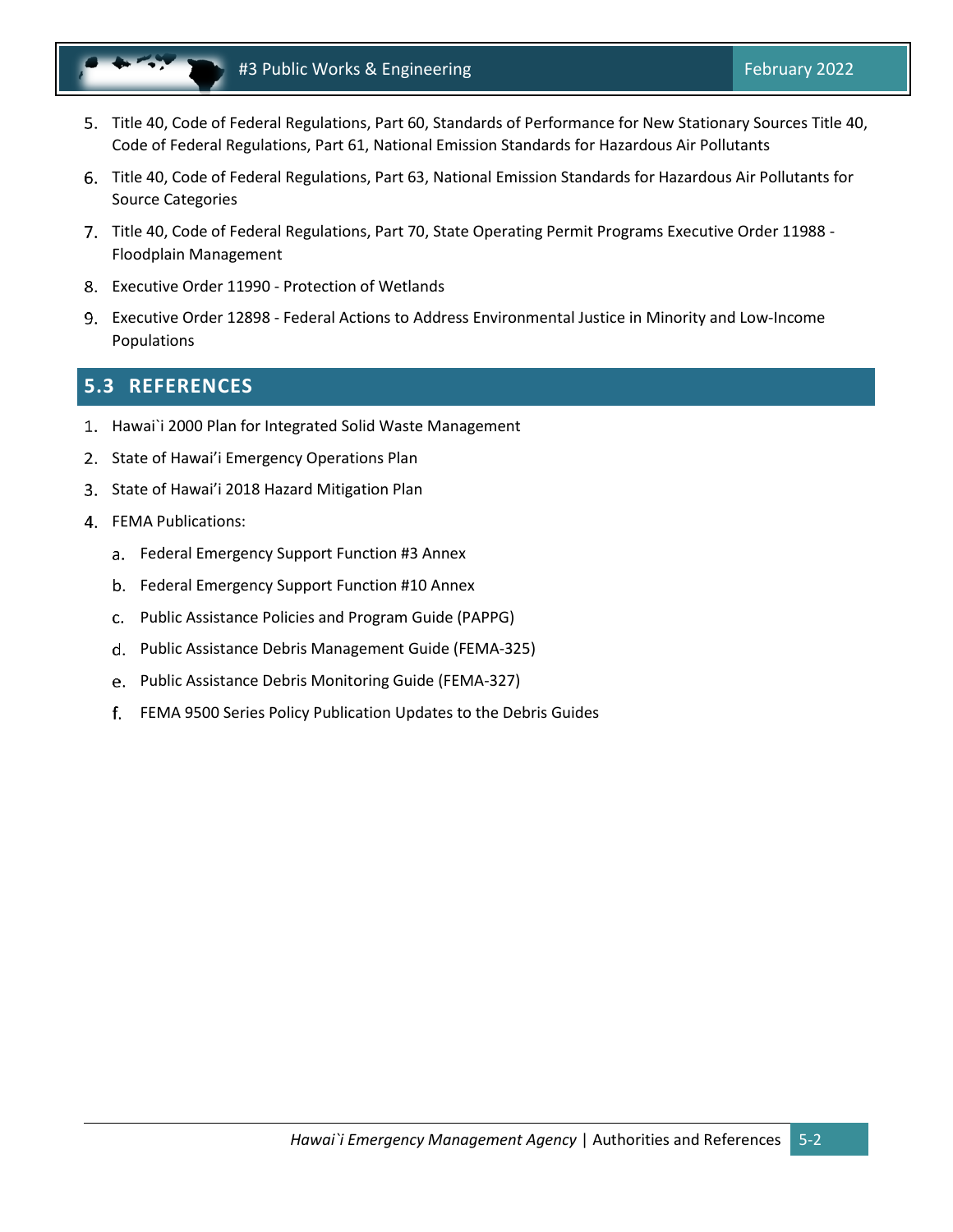5. Title 40, Code of Federal Regulations, Part 60, Standards of Performance for New Stationary Sources Title 40, Code of Federal Regulations, Part 61, National Emission Standards for Hazardous Air Pollutants
6. Title 40, Code of Federal Regulations, Part 63, National Emission Standards for Hazardous Air Pollutants for Source Categories
7. Title 40, Code of Federal Regulations, Part 70, State Operating Permit Programs Executive Order 11988 - Floodplain Management
8. Executive Order 11990 - Protection of Wetlands
9. Executive Order 12898 - Federal Actions to Address Environmental Justice in Minority and Low-Income Populations

## 5.3 REFERENCES

1. Hawai`i 2000 Plan for Integrated Solid Waste Management
2. State of Hawai'i Emergency Operations Plan
3. State of Hawai'i 2018 Hazard Mitigation Plan
4. FEMA Publications:
   a. Federal Emergency Support Function #3 Annex
   b. Federal Emergency Support Function #10 Annex
   c. Public Assistance Policies and Program Guide (PAPPG)
   d. Public Assistance Debris Management Guide (FEMA-325)
   e. Public Assistance Debris Monitoring Guide (FEMA-327)
   f. FEMA 9500 Series Policy Publication Updates to the Debris Guides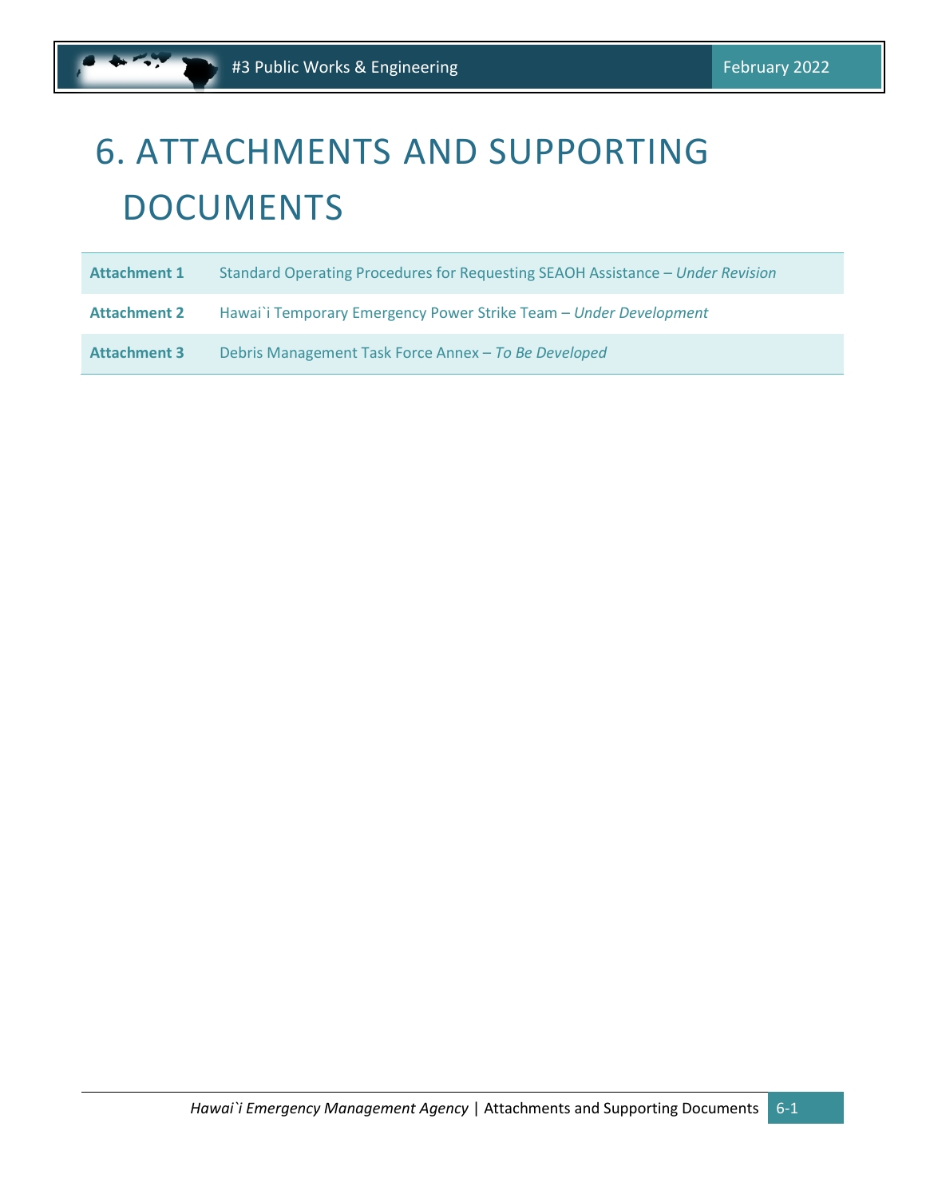# 6. ATTACHMENTS AND SUPPORTING DOCUMENTS

| | |
|---|---|
| **Attachment 1** | Standard Operating Procedures for Requesting SEAOH Assistance – *Under Revision* |
| **Attachment 2** | Hawai`i Temporary Emergency Power Strike Team – *Under Development* |
| **Attachment 3** | Debris Management Task Force Annex – *To Be Developed* |